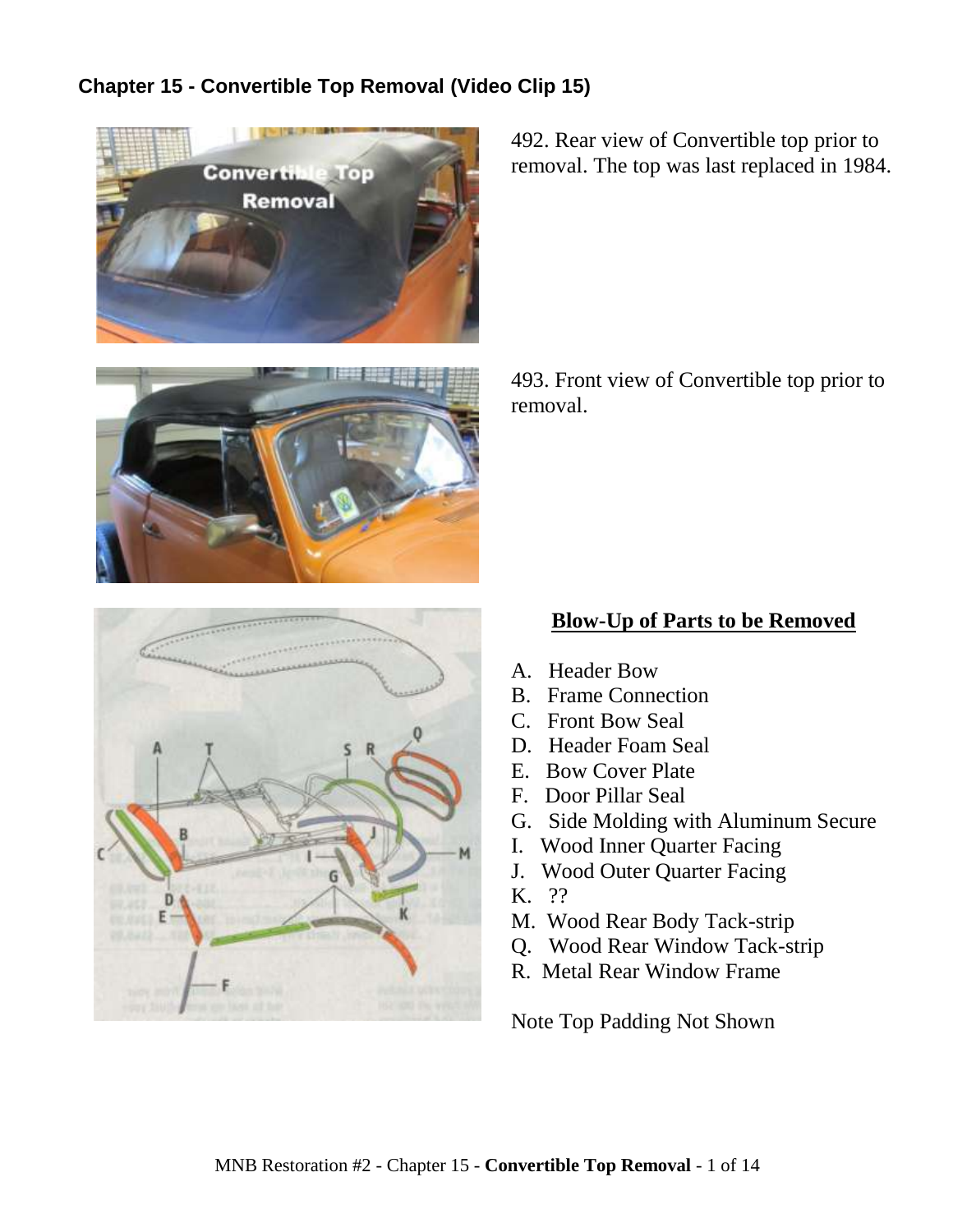## Chapter 15 - Convertible Top Removal (Video Clip 15)

492. Rear view of Convertible top prior to removal. The top was last replaced in 1984.

493. Front view of Convertible top prior to removal.

**Blow-Up of Parts to be Removed**

A. Header Bow
B. Frame Connection
C. Front Bow Seal
D. Header Foam Seal
E. Bow Cover Plate
F. Door Pillar Seal
G. Side Molding with Aluminum Secure
I. Wood Inner Quarter Facing
J. Wood Outer Quarter Facing
K. ??
M. Wood Rear Body Tack-strip
Q. Wood Rear Window Tack-strip
R. Metal Rear Window Frame

Note Top Padding Not Shown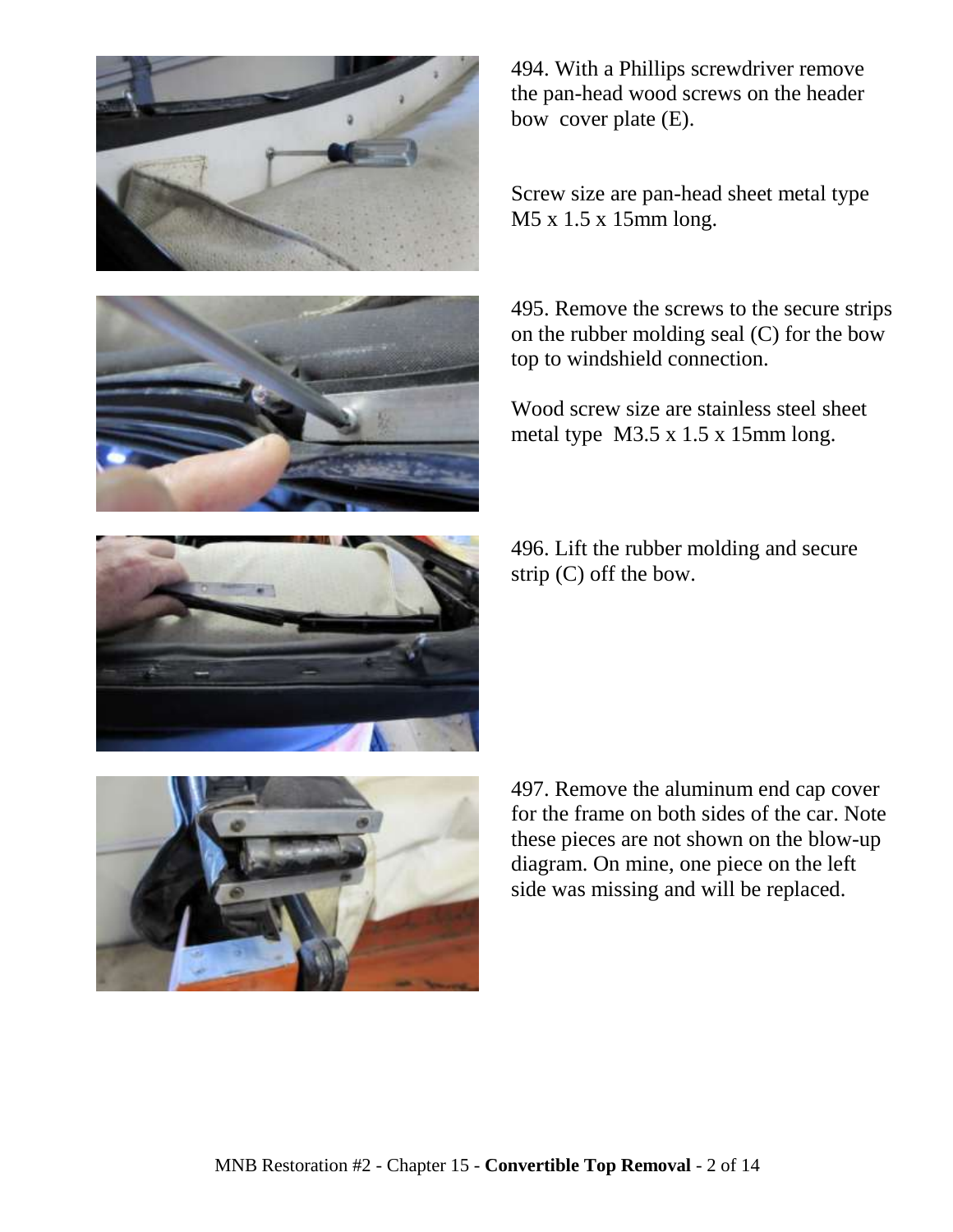494. With a Phillips screwdriver remove the pan-head wood screws on the header bow cover plate (E).

Screw size are pan-head sheet metal type M5 x 1.5 x 15mm long.

495. Remove the screws to the secure strips on the rubber molding seal (C) for the bow top to windshield connection.

Wood screw size are stainless steel sheet metal type M3.5 x 1.5 x 15mm long.

496. Lift the rubber molding and secure strip (C) off the bow.

497. Remove the aluminum end cap cover for the frame on both sides of the car. Note these pieces are not shown on the blow-up diagram. On mine, one piece on the left side was missing and will be replaced.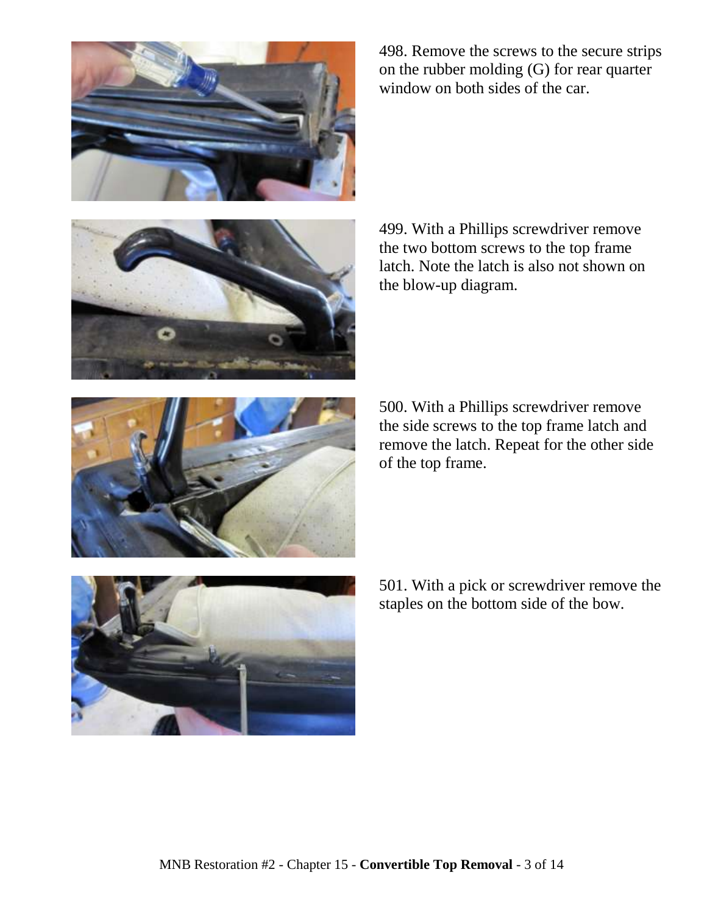498. Remove the screws to the secure strips on the rubber molding (G) for rear quarter window on both sides of the car.

499. With a Phillips screwdriver remove the two bottom screws to the top frame latch. Note the latch is also not shown on the blow-up diagram.

500. With a Phillips screwdriver remove the side screws to the top frame latch and remove the latch. Repeat for the other side of the top frame.

501. With a pick or screwdriver remove the staples on the bottom side of the bow.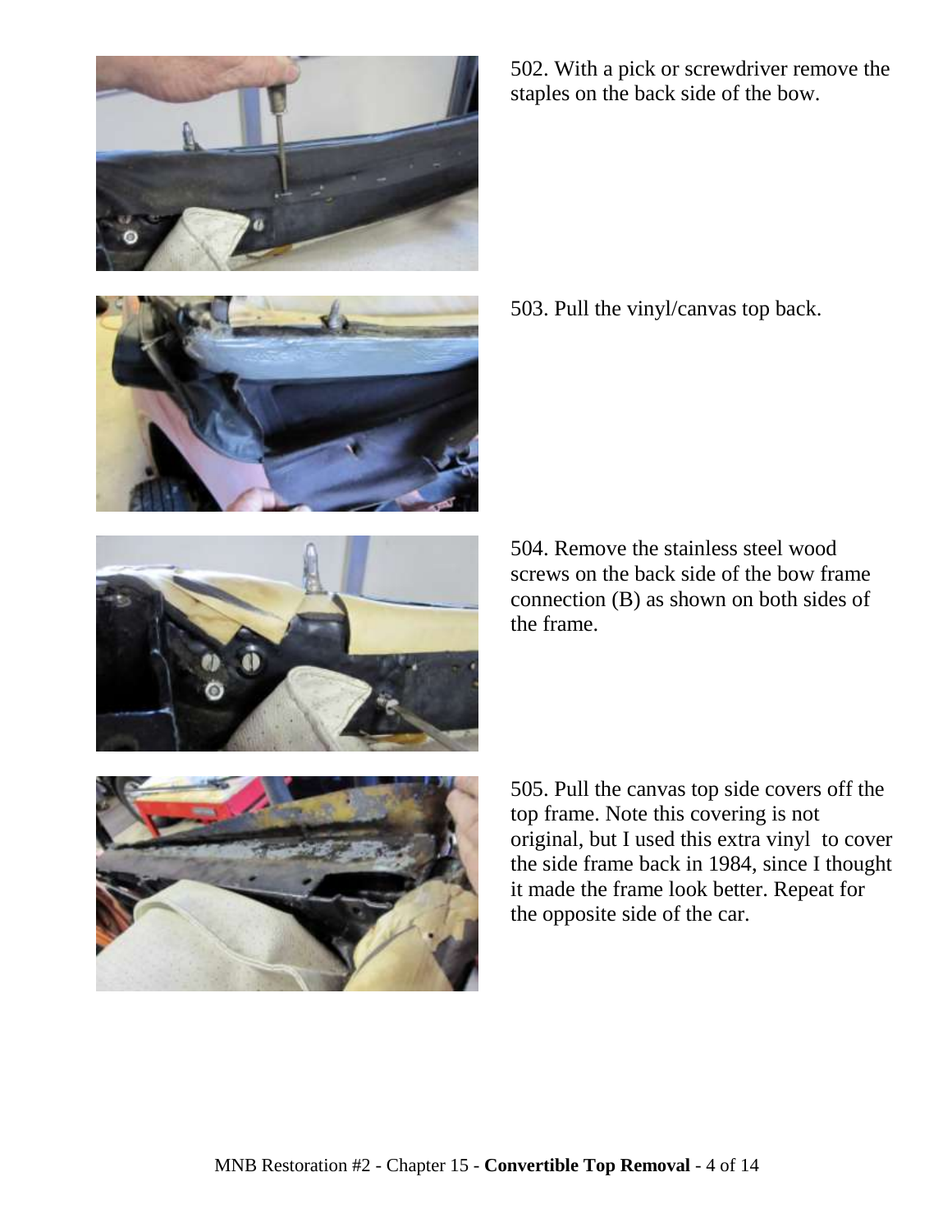502. With a pick or screwdriver remove the staples on the back side of the bow.

503. Pull the vinyl/canvas top back.

504. Remove the stainless steel wood screws on the back side of the bow frame connection (B) as shown on both sides of the frame.

505. Pull the canvas top side covers off the top frame. Note this covering is not original, but I used this extra vinyl to cover the side frame back in 1984, since I thought it made the frame look better. Repeat for the opposite side of the car.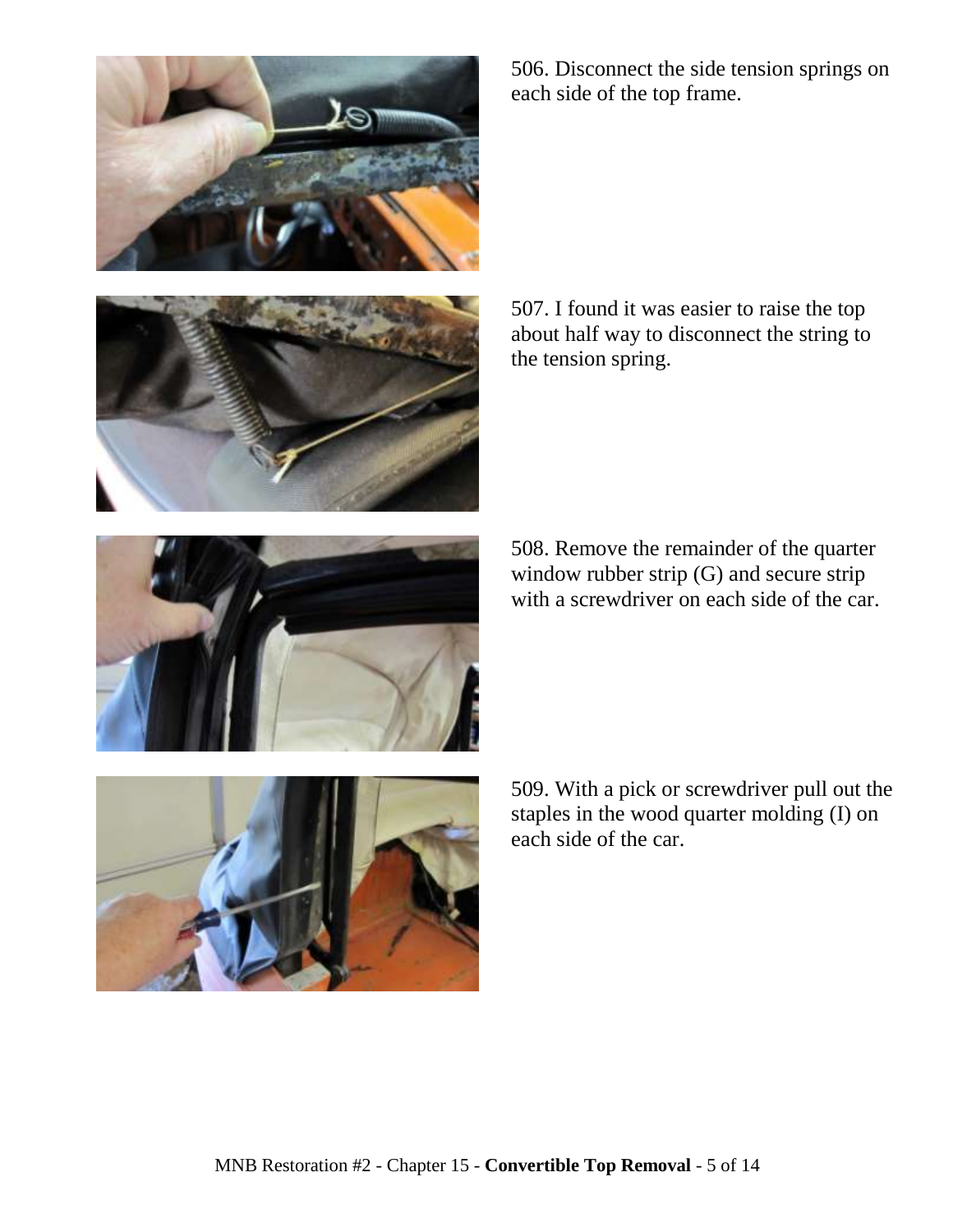506. Disconnect the side tension springs on each side of the top frame.

507. I found it was easier to raise the top about half way to disconnect the string to the tension spring.

508. Remove the remainder of the quarter window rubber strip (G) and secure strip with a screwdriver on each side of the car.

509. With a pick or screwdriver pull out the staples in the wood quarter molding (I) on each side of the car.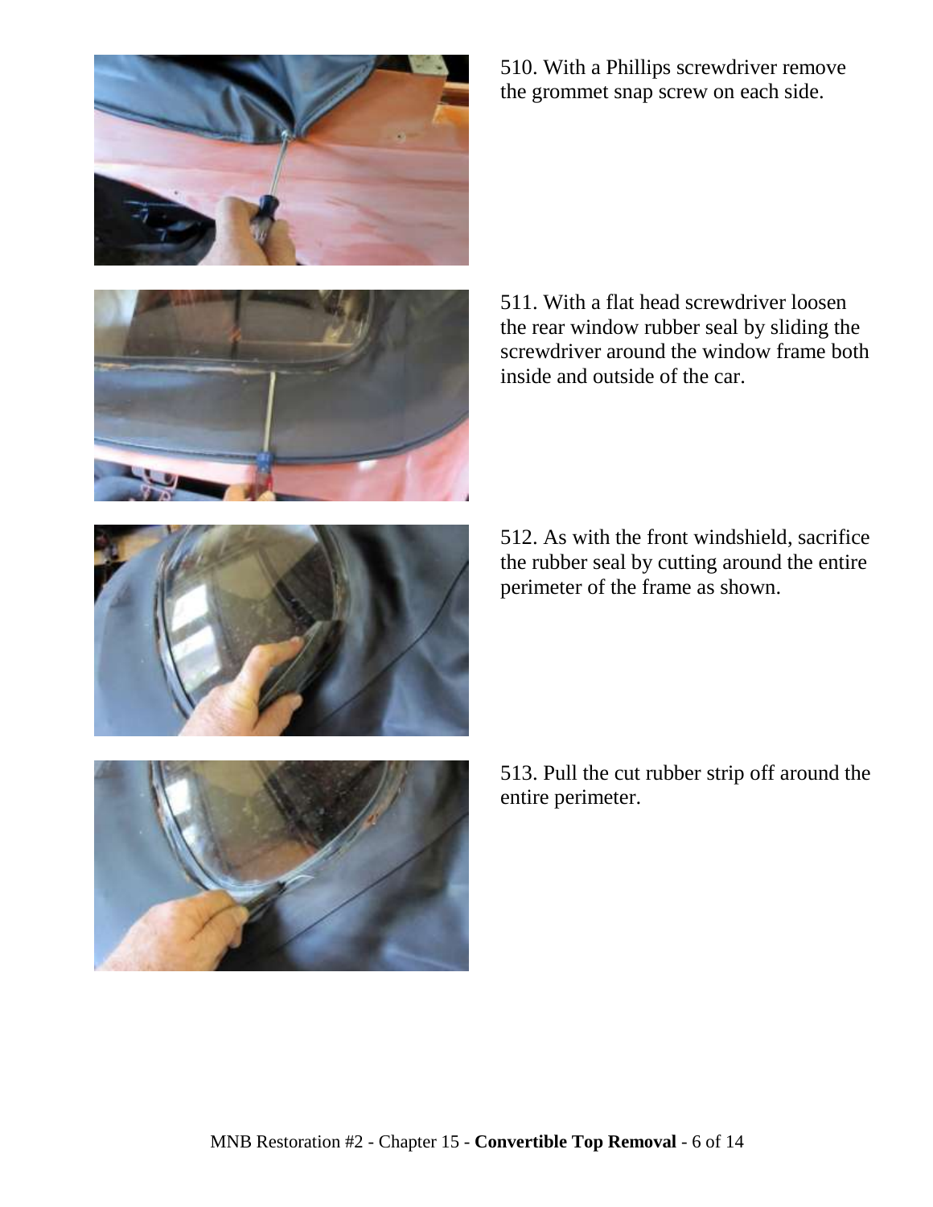510. With a Phillips screwdriver remove the grommet snap screw on each side.

511. With a flat head screwdriver loosen the rear window rubber seal by sliding the screwdriver around the window frame both inside and outside of the car.

512. As with the front windshield, sacrifice the rubber seal by cutting around the entire perimeter of the frame as shown.

513. Pull the cut rubber strip off around the entire perimeter.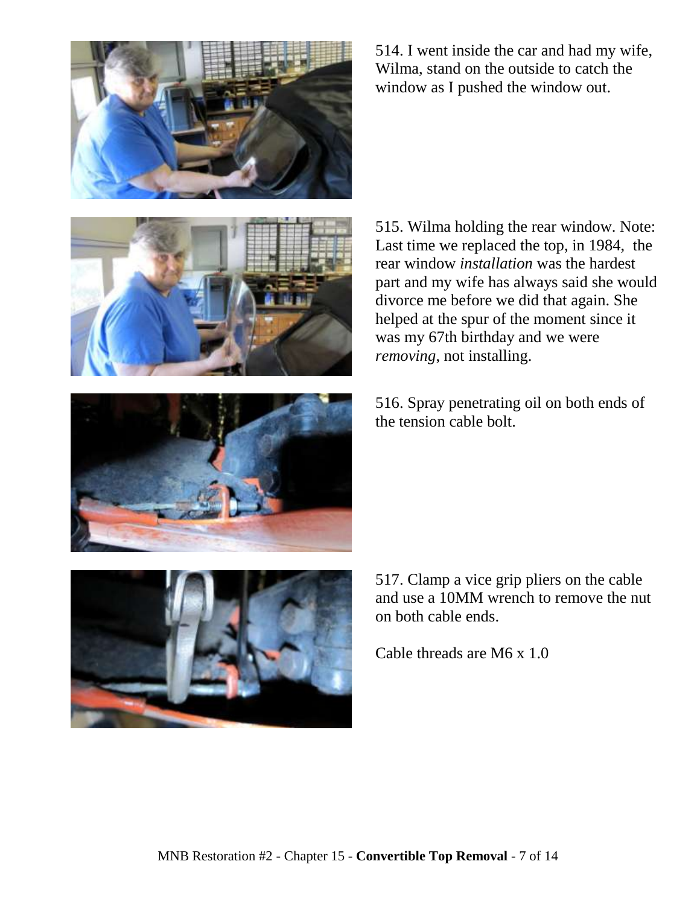514. I went inside the car and had my wife, Wilma, stand on the outside to catch the window as I pushed the window out.

515. Wilma holding the rear window. Note: Last time we replaced the top, in 1984, the rear window *installation* was the hardest part and my wife has always said she would divorce me before we did that again. She helped at the spur of the moment since it was my 67th birthday and we were *removing*, not installing.

516. Spray penetrating oil on both ends of the tension cable bolt.

517. Clamp a vice grip pliers on the cable and use a 10MM wrench to remove the nut on both cable ends.

Cable threads are M6 x 1.0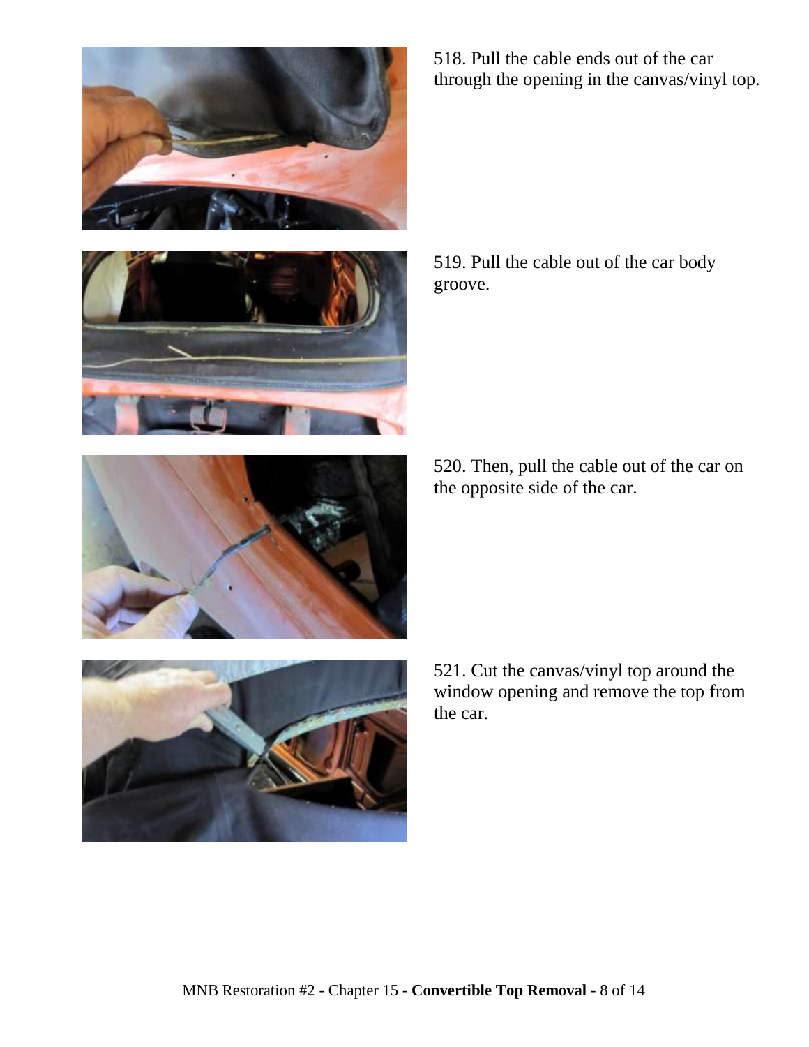518. Pull the cable ends out of the car through the opening in the canvas/vinyl top.

519. Pull the cable out of the car body groove.

520. Then, pull the cable out of the car on the opposite side of the car.

521. Cut the canvas/vinyl top around the window opening and remove the top from the car.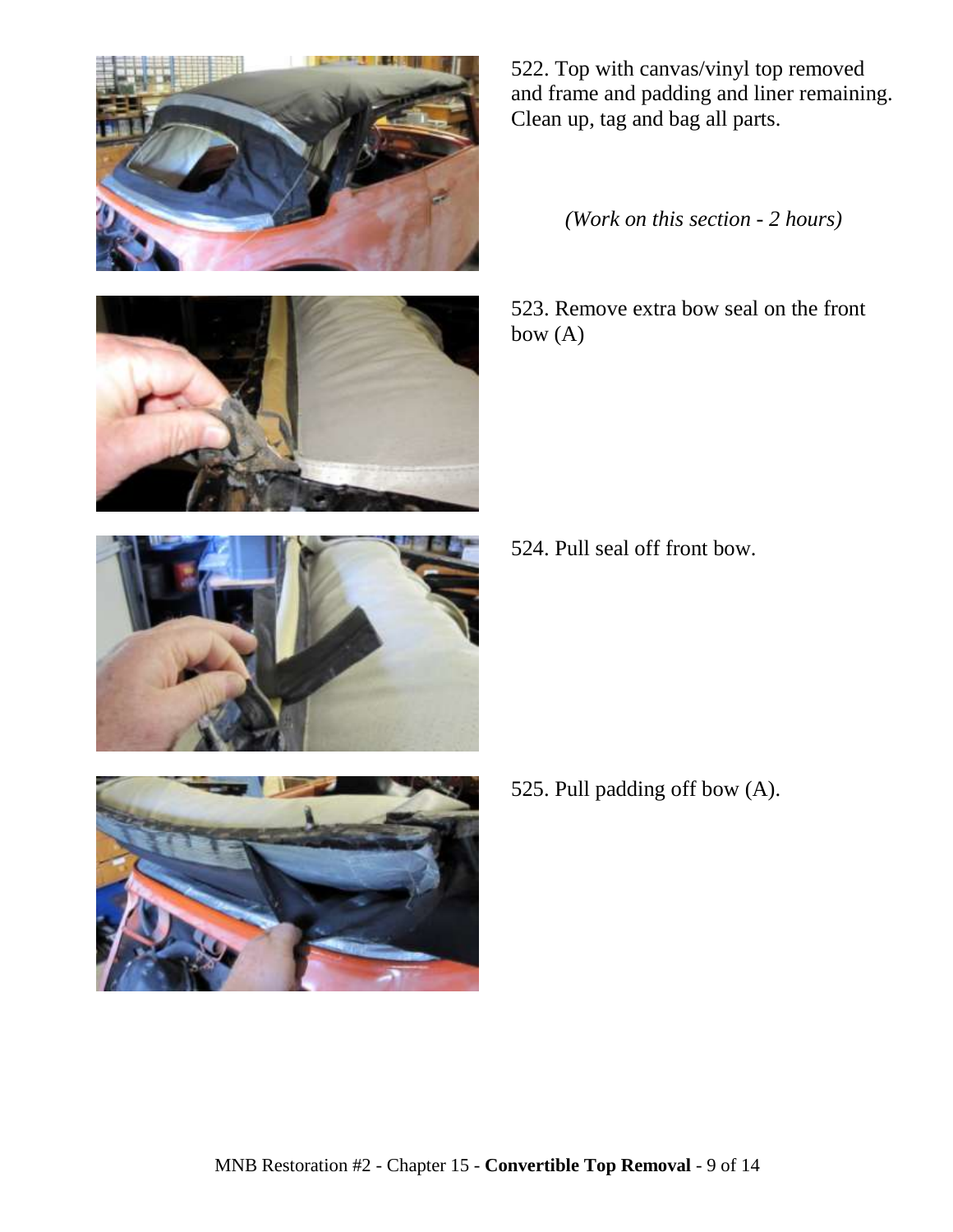522. Top with canvas/vinyl top removed and frame and padding and liner remaining. Clean up, tag and bag all parts.

*(Work on this section - 2 hours)*

523. Remove extra bow seal on the front bow (A)

524. Pull seal off front bow.

525. Pull padding off bow (A).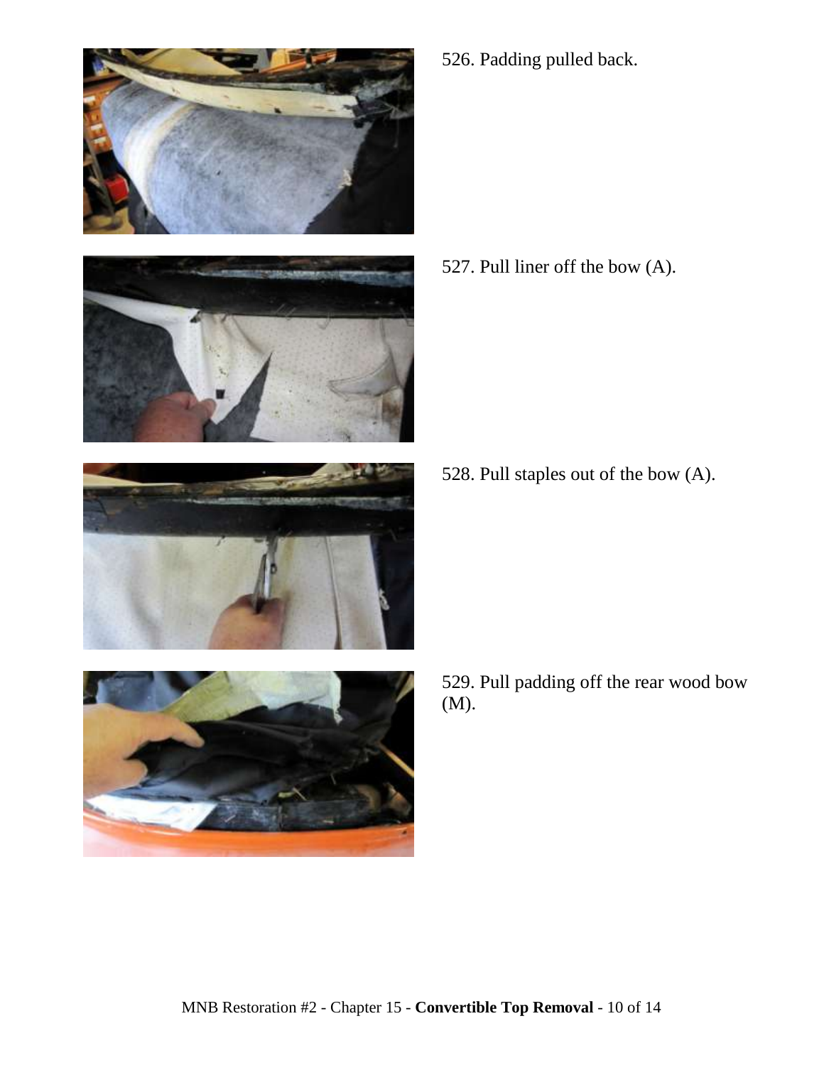526. Padding pulled back.

527. Pull liner off the bow (A).

528. Pull staples out of the bow (A).

529. Pull padding off the rear wood bow (M).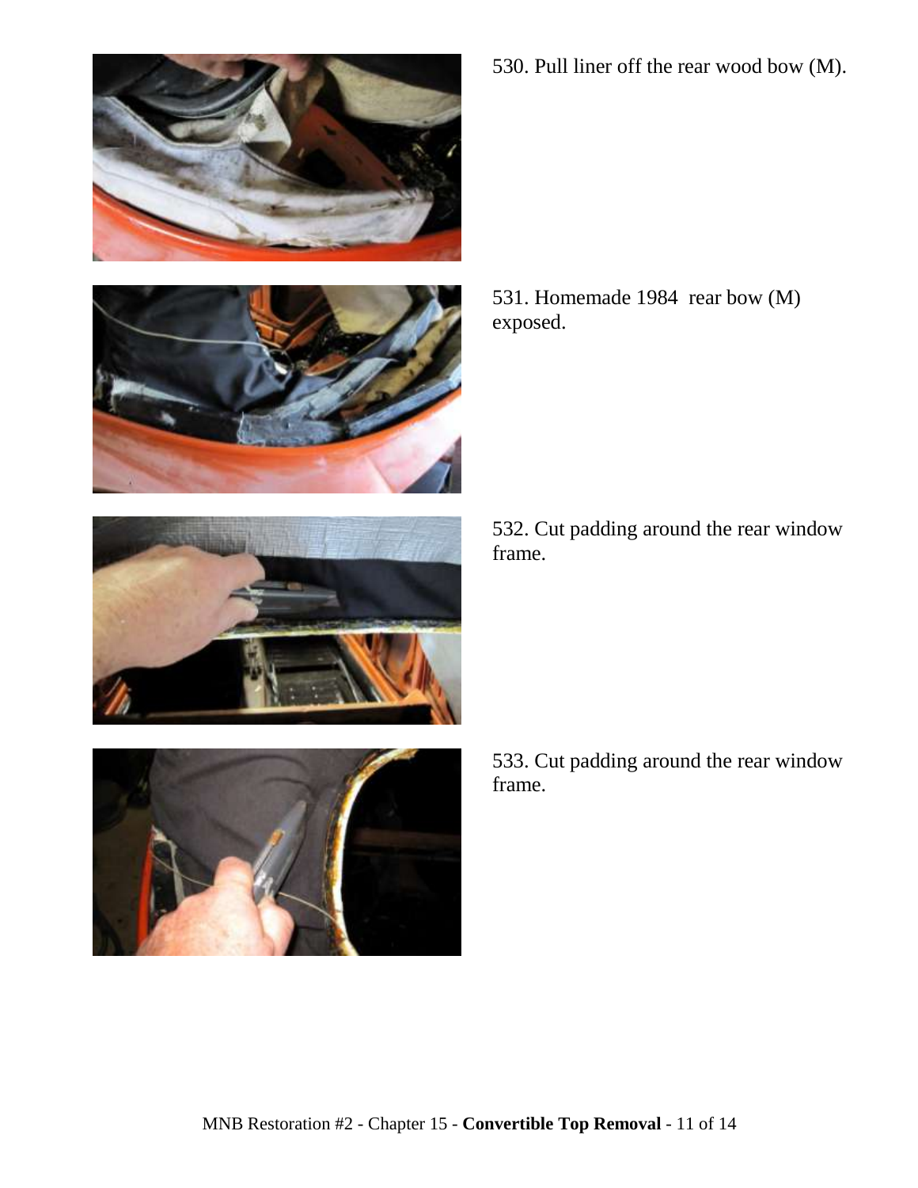530. Pull liner off the rear wood bow (M).

531. Homemade 1984 rear bow (M) exposed.

532. Cut padding around the rear window frame.

533. Cut padding around the rear window frame.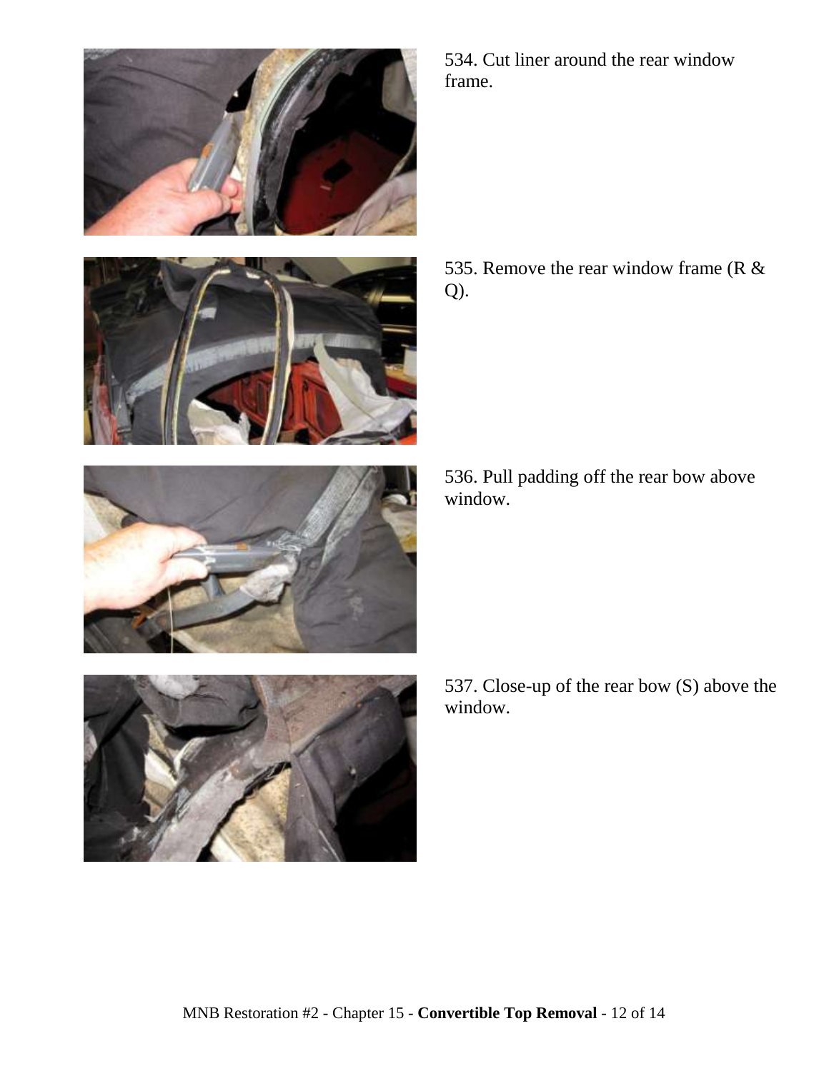534. Cut liner around the rear window frame.

535. Remove the rear window frame (R & Q).

536. Pull padding off the rear bow above window.

537. Close-up of the rear bow (S) above the window.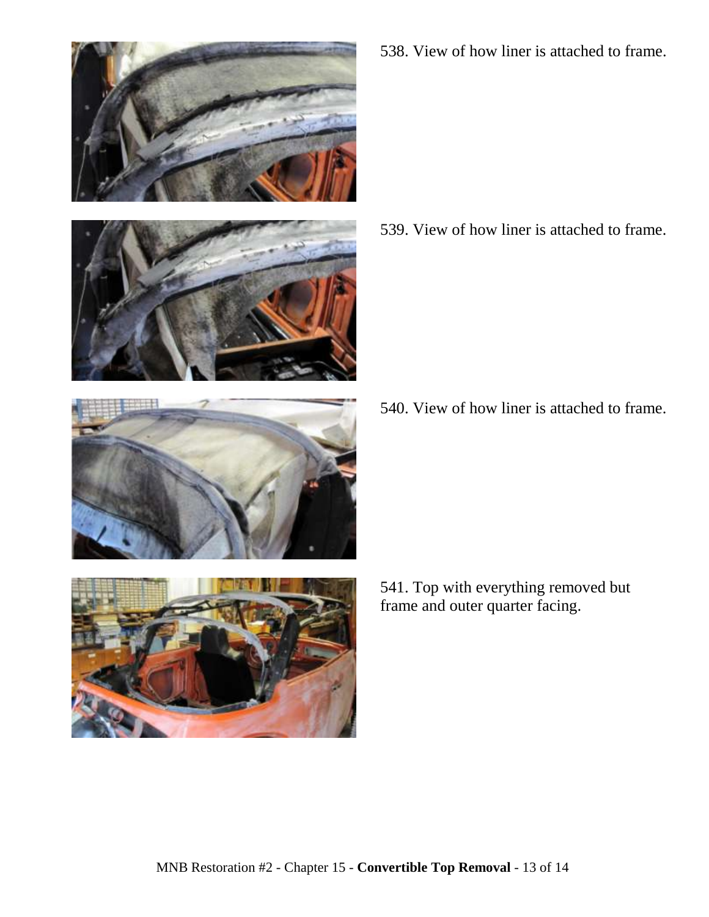538. View of how liner is attached to frame.

539. View of how liner is attached to frame.

540. View of how liner is attached to frame.

541. Top with everything removed but frame and outer quarter facing.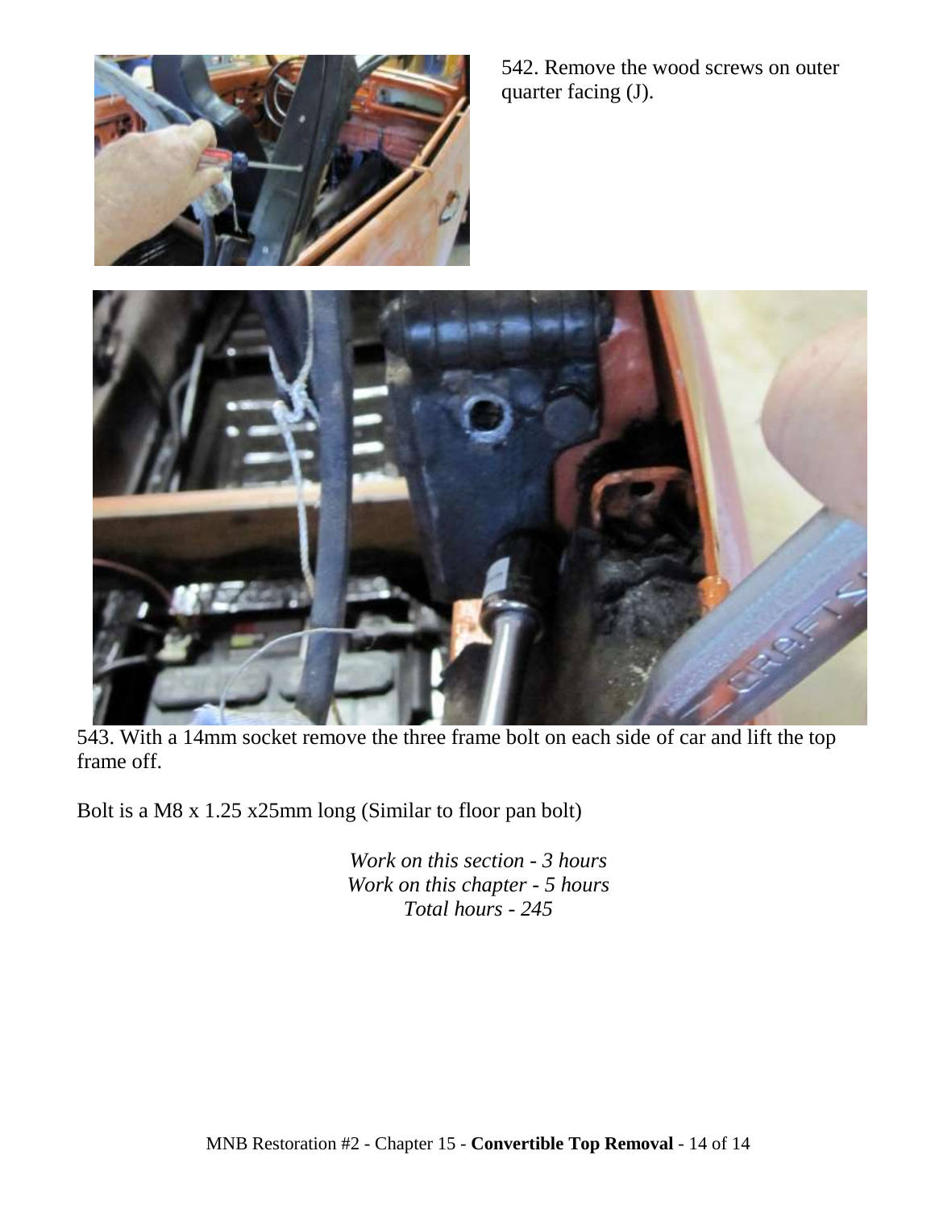542. Remove the wood screws on outer quarter facing (J).

543. With a 14mm socket remove the three frame bolt on each side of car and lift the top frame off.

Bolt is a M8 x 1.25 x25mm long (Similar to floor pan bolt)

*Work on this section - 3 hours*
*Work on this chapter - 5 hours*
*Total hours - 245*